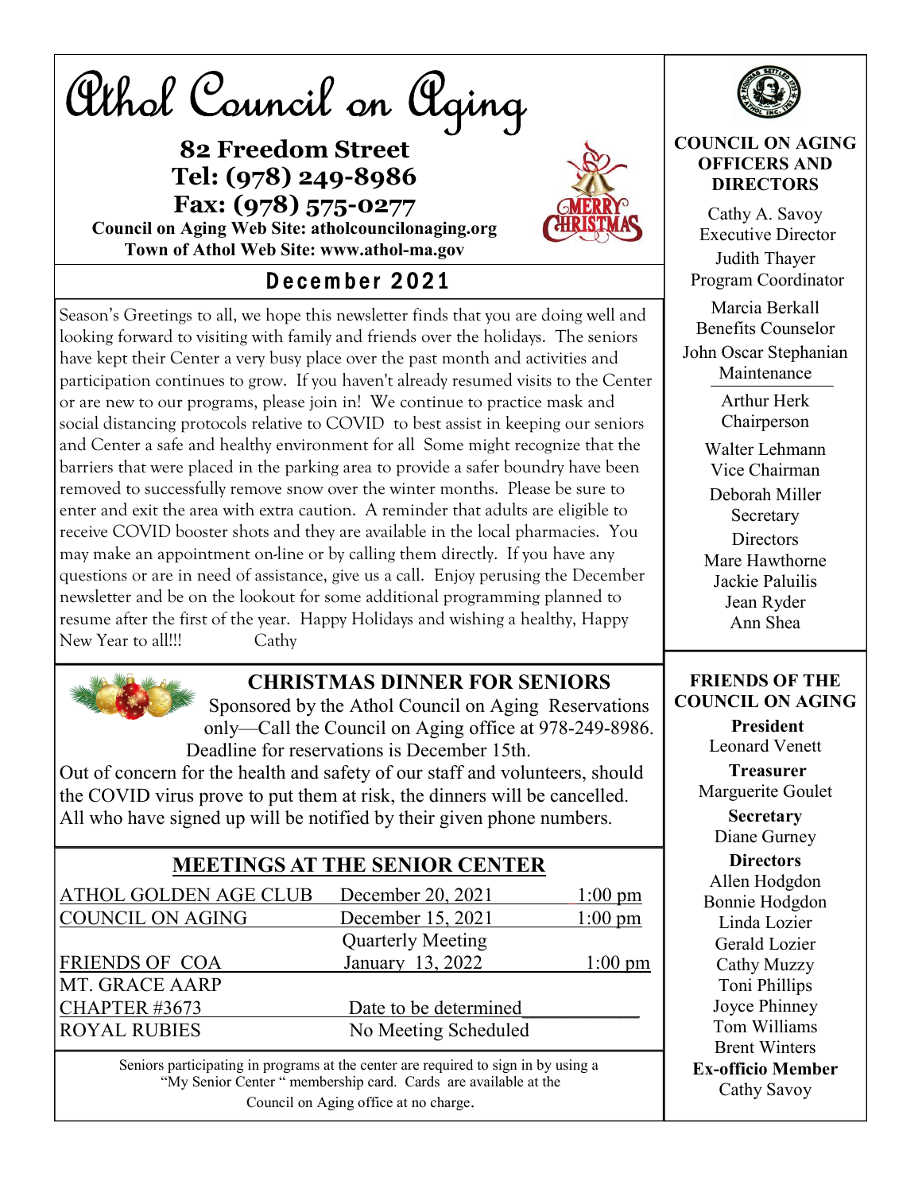# Athol Council on Aging

**82 Freedom Street**
**Tel: (978) 249-8986**
**Fax: (978) 575-0277**
**Council on Aging Web Site: atholcouncilonaging.org**
**Town of Athol Web Site: www.athol-ma.gov**

MERRY CHRISTMAS

## December 2021

Season's Greetings to all, we hope this newsletter finds that you are doing well and looking forward to visiting with family and friends over the holidays. The seniors have kept their Center a very busy place over the past month and activities and participation continues to grow. If you haven't already resumed visits to the Center or are new to our programs, please join in! We continue to practice mask and social distancing protocols relative to COVID to best assist in keeping our seniors and Center a safe and healthy environment for all Some might recognize that the barriers that were placed in the parking area to provide a safer boundry have been removed to successfully remove snow over the winter months. Please be sure to enter and exit the area with extra caution. A reminder that adults are eligible to receive COVID booster shots and they are available in the local pharmacies. You may make an appointment on-line or by calling them directly. If you have any questions or are in need of assistance, give us a call. Enjoy perusing the December newsletter and be on the lookout for some additional programming planned to resume after the first of the year. Happy Holidays and wishing a healthy, Happy New Year to all!!! Cathy

## CHRISTMAS DINNER FOR SENIORS

Sponsored by the Athol Council on Aging Reservations only—Call the Council on Aging office at 978-249-8986. Deadline for reservations is December 15th.

Out of concern for the health and safety of our staff and volunteers, should the COVID virus prove to put them at risk, the dinners will be cancelled. All who have signed up will be notified by their given phone numbers.

## MEETINGS AT THE SENIOR CENTER

| | | |
|---|---|---|
| ATHOL GOLDEN AGE CLUB | December 20, 2021 | 1:00 pm |
| COUNCIL ON AGING | December 15, 2021 | 1:00 pm |
| FRIENDS OF COA | Quarterly Meeting January 13, 2022 | 1:00 pm |
| MT. GRACE AARP CHAPTER #3673 | Date to be determined | |
| ROYAL RUBIES | No Meeting Scheduled | |

Seniors participating in programs at the center are required to sign in by using a "My Senior Center" membership card. Cards are available at the Council on Aging office at no charge.

**COUNCIL ON AGING OFFICERS AND DIRECTORS**

Cathy A. Savoy
Executive Director

Judith Thayer
Program Coordinator

Marcia Berkall
Benefits Counselor

John Oscar Stephanian
Maintenance

Arthur Herk
Chairperson

Walter Lehmann
Vice Chairman

Deborah Miller
Secretary

Directors
Mare Hawthorne
Jackie Paluilis
Jean Ryder
Ann Shea

**FRIENDS OF THE COUNCIL ON AGING**

**President**
Leonard Venett

**Treasurer**
Marguerite Goulet

**Secretary**
Diane Gurney

**Directors**
Allen Hodgdon
Bonnie Hodgdon
Linda Lozier
Gerald Lozier
Cathy Muzzy
Toni Phillips
Joyce Phinney
Tom Williams
Brent Winters

**Ex-officio Member**
Cathy Savoy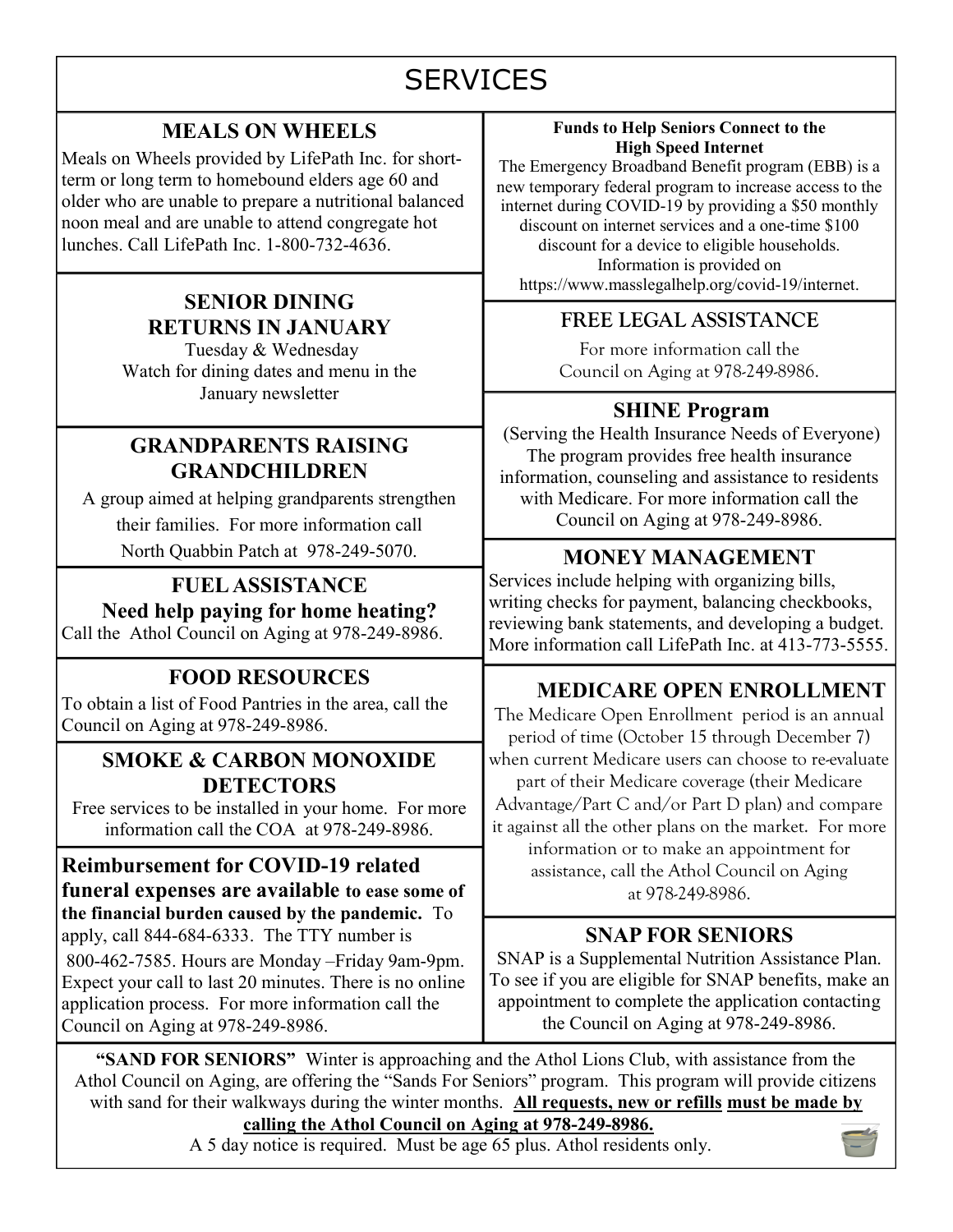# SERVICES

## MEALS ON WHEELS

Meals on Wheels provided by LifePath Inc. for short-term or long term to homebound elders age 60 and older who are unable to prepare a nutritional balanced noon meal and are unable to attend congregate hot lunches. Call LifePath Inc. 1-800-732-4636.

## SENIOR DINING RETURNS IN JANUARY

Tuesday & Wednesday
Watch for dining dates and menu in the January newsletter

## GRANDPARENTS RAISING GRANDCHILDREN

A group aimed at helping grandparents strengthen their families. For more information call North Quabbin Patch at 978-249-5070.

## FUEL ASSISTANCE

**Need help paying for home heating?**

Call the Athol Council on Aging at 978-249-8986.

## FOOD RESOURCES

To obtain a list of Food Pantries in the area, call the Council on Aging at 978-249-8986.

## SMOKE & CARBON MONOXIDE DETECTORS

Free services to be installed in your home. For more information call the COA at 978-249-8986.

**Reimbursement for COVID-19 related funeral expenses are available to ease some of the financial burden caused by the pandemic.** To apply, call 844-684-6333. The TTY number is 800-462-7585. Hours are Monday –Friday 9am-9pm. Expect your call to last 20 minutes. There is no online application process. For more information call the Council on Aging at 978-249-8986.

### Funds to Help Seniors Connect to the High Speed Internet

The Emergency Broadband Benefit program (EBB) is a new temporary federal program to increase access to the internet during COVID-19 by providing a $50 monthly discount on internet services and a one-time $100 discount for a device to eligible households. Information is provided on https://www.masslegalhelp.org/covid-19/internet.

## FREE LEGAL ASSISTANCE

For more information call the Council on Aging at 978-249-8986.

## SHINE Program

(Serving the Health Insurance Needs of Everyone) The program provides free health insurance information, counseling and assistance to residents with Medicare. For more information call the Council on Aging at 978-249-8986.

## MONEY MANAGEMENT

Services include helping with organizing bills, writing checks for payment, balancing checkbooks, reviewing bank statements, and developing a budget. More information call LifePath Inc. at 413-773-5555.

## MEDICARE OPEN ENROLLMENT

The Medicare Open Enrollment period is an annual period of time (October 15 through December 7) when current Medicare users can choose to re-evaluate part of their Medicare coverage (their Medicare Advantage/Part C and/or Part D plan) and compare it against all the other plans on the market. For more information or to make an appointment for assistance, call the Athol Council on Aging at 978-249-8986.

## SNAP FOR SENIORS

SNAP is a Supplemental Nutrition Assistance Plan. To see if you are eligible for SNAP benefits, make an appointment to complete the application contacting the Council on Aging at 978-249-8986.

**"SAND FOR SENIORS"** Winter is approaching and the Athol Lions Club, with assistance from the Athol Council on Aging, are offering the "Sands For Seniors" program. This program will provide citizens with sand for their walkways during the winter months. **All requests, new or refills must be made by calling the Athol Council on Aging at 978-249-8986.**

A 5 day notice is required. Must be age 65 plus. Athol residents only.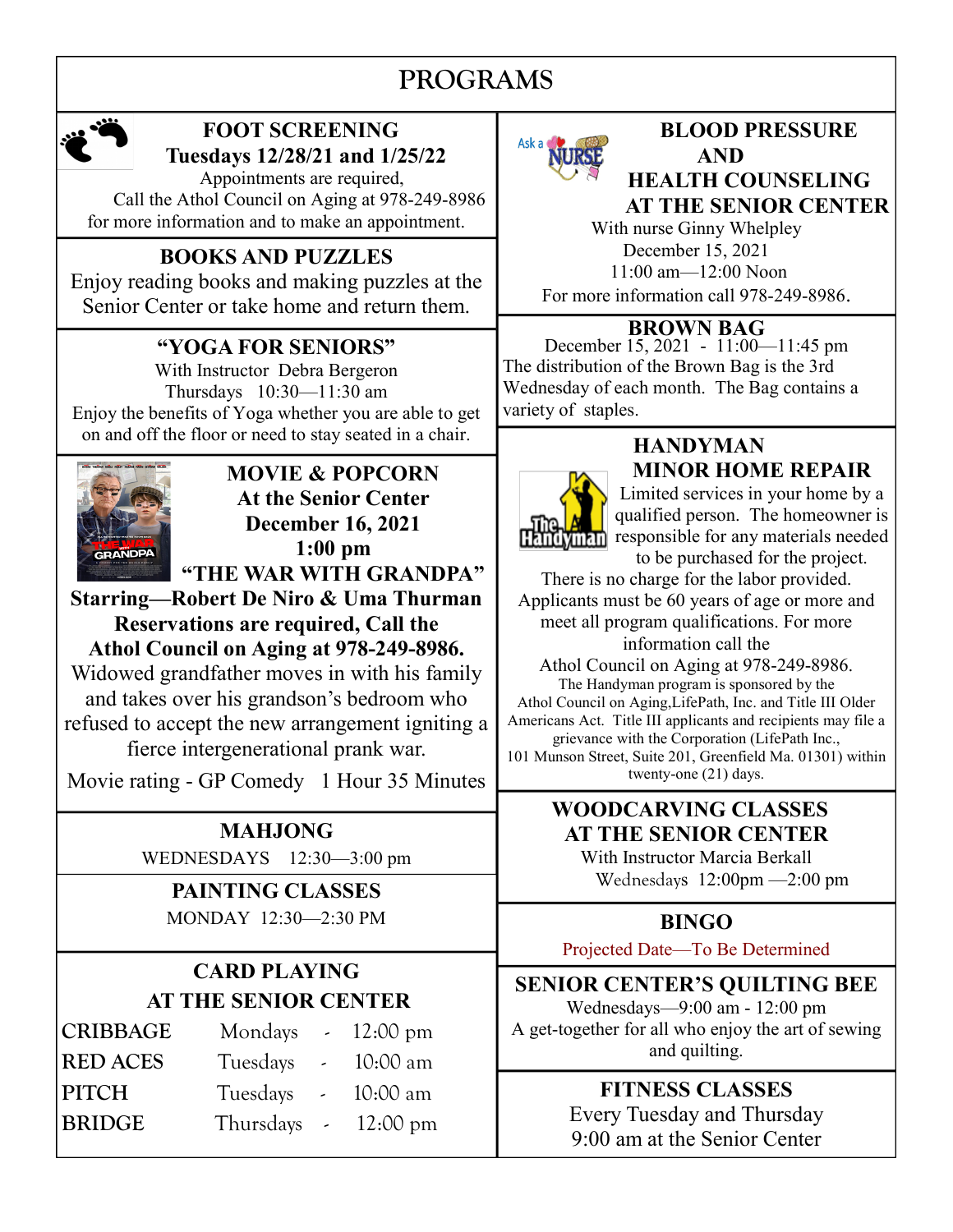# PROGRAMS

## FOOT SCREENING

**Tuesdays 12/28/21 and 1/25/22**

Appointments are required,
Call the Athol Council on Aging at 978-249-8986
for more information and to make an appointment.

## BOOKS AND PUZZLES

Enjoy reading books and making puzzles at the Senior Center or take home and return them.

## "YOGA FOR SENIORS"

With Instructor Debra Bergeron
Thursdays 10:30—11:30 am
Enjoy the benefits of Yoga whether you are able to get on and off the floor or need to stay seated in a chair.

## MOVIE & POPCORN

**At the Senior Center**
**December 16, 2021**
**1:00 pm**
**"THE WAR WITH GRANDPA"**
**Starring—Robert De Niro & Uma Thurman**
**Reservations are required, Call the Athol Council on Aging at 978-249-8986.**

Widowed grandfather moves in with his family and takes over his grandson's bedroom who refused to accept the new arrangement igniting a fierce intergenerational prank war.

Movie rating - GP Comedy 1 Hour 35 Minutes

## MAHJONG

WEDNESDAYS 12:30—3:00 pm

## PAINTING CLASSES

MONDAY 12:30—2:30 PM

## CARD PLAYING AT THE SENIOR CENTER

| | | | |
|---|---|---|---|
| CRIBBAGE | Mondays | - | 12:00 pm |
| RED ACES | Tuesdays | - | 10:00 am |
| PITCH | Tuesdays | - | 10:00 am |
| BRIDGE | Thursdays | - | 12:00 pm |

## BLOOD PRESSURE AND HEALTH COUNSELING AT THE SENIOR CENTER

With nurse Ginny Whelpley
December 15, 2021
11:00 am—12:00 Noon
For more information call 978-249-8986.

## BROWN BAG

December 15, 2021 - 11:00—11:45 pm
The distribution of the Brown Bag is the 3rd Wednesday of each month. The Bag contains a variety of staples.

## HANDYMAN MINOR HOME REPAIR

Limited services in your home by a qualified person. The homeowner is responsible for any materials needed to be purchased for the project. There is no charge for the labor provided. Applicants must be 60 years of age or more and meet all program qualifications. For more information call the Athol Council on Aging at 978-249-8986.

The Handyman program is sponsored by the Athol Council on Aging,LifePath, Inc. and Title III Older Americans Act. Title III applicants and recipients may file a grievance with the Corporation (LifePath Inc., 101 Munson Street, Suite 201, Greenfield Ma. 01301) within twenty-one (21) days.

## WOODCARVING CLASSES AT THE SENIOR CENTER

With Instructor Marcia Berkall
Wednesdays 12:00pm —2:00 pm

## BINGO

Projected Date—To Be Determined

## SENIOR CENTER'S QUILTING BEE

Wednesdays—9:00 am - 12:00 pm
A get-together for all who enjoy the art of sewing and quilting.

## FITNESS CLASSES

Every Tuesday and Thursday
9:00 am at the Senior Center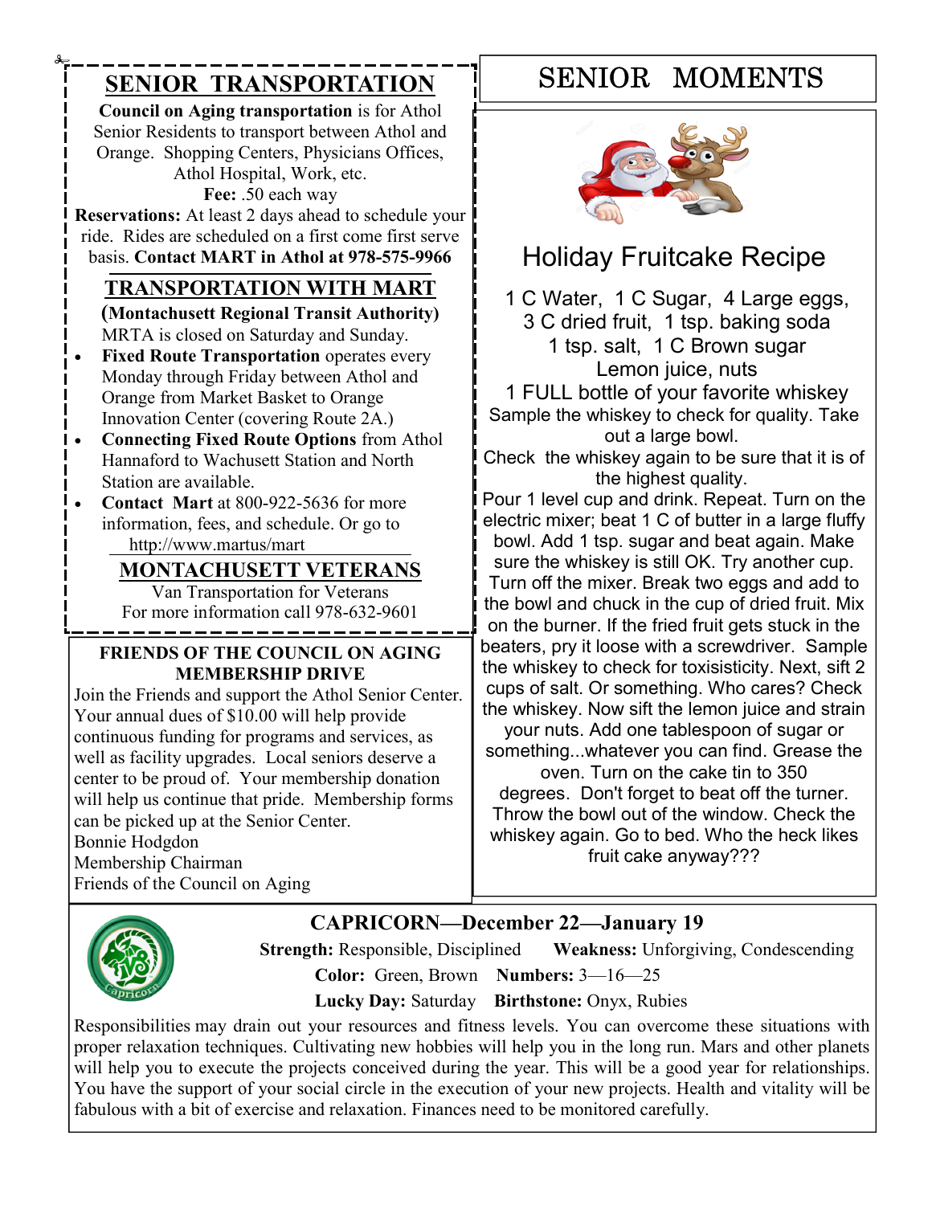## SENIOR TRANSPORTATION

**Council on Aging transportation** is for Athol Senior Residents to transport between Athol and Orange. Shopping Centers, Physicians Offices, Athol Hospital, Work, etc.

**Fee:** .50 each way

**Reservations:** At least 2 days ahead to schedule your ride. Rides are scheduled on a first come first serve basis. **Contact MART in Athol at 978-575-9966**

## TRANSPORTATION WITH MART

**(Montachusett Regional Transit Authority)**

MRTA is closed on Saturday and Sunday.

- **Fixed Route Transportation** operates every Monday through Friday between Athol and Orange from Market Basket to Orange Innovation Center (covering Route 2A.)
- **Connecting Fixed Route Options** from Athol Hannaford to Wachusett Station and North Station are available.
- **Contact Mart** at 800-922-5636 for more information, fees, and schedule. Or go to http://www.martus/mart

## MONTACHUSETT VETERANS

Van Transportation for Veterans

For more information call 978-632-9601

### FRIENDS OF THE COUNCIL ON AGING MEMBERSHIP DRIVE

Join the Friends and support the Athol Senior Center. Your annual dues of $10.00 will help provide continuous funding for programs and services, as well as facility upgrades. Local seniors deserve a center to be proud of. Your membership donation will help us continue that pride. Membership forms can be picked up at the Senior Center.

Bonnie Hodgdon
Membership Chairman
Friends of the Council on Aging

# SENIOR MOMENTS

## Holiday Fruitcake Recipe

1 C Water, 1 C Sugar, 4 Large eggs,
3 C dried fruit, 1 tsp. baking soda
1 tsp. salt, 1 C Brown sugar
Lemon juice, nuts
1 FULL bottle of your favorite whiskey

Sample the whiskey to check for quality. Take out a large bowl.
Check the whiskey again to be sure that it is of the highest quality.
Pour 1 level cup and drink. Repeat. Turn on the electric mixer; beat 1 C of butter in a large fluffy bowl. Add 1 tsp. sugar and beat again. Make sure the whiskey is still OK. Try another cup. Turn off the mixer. Break two eggs and add to the bowl and chuck in the cup of dried fruit. Mix on the burner. If the fried fruit gets stuck in the beaters, pry it loose with a screwdriver. Sample the whiskey to check for toxisisticity. Next, sift 2 cups of salt. Or something. Who cares? Check the whiskey. Now sift the lemon juice and strain your nuts. Add one tablespoon of sugar or something...whatever you can find. Grease the oven. Turn on the cake tin to 350 degrees. Don't forget to beat off the turner. Throw the bowl out of the window. Check the whiskey again. Go to bed. Who the heck likes fruit cake anyway???

## CAPRICORN—December 22—January 19

**Strength:** Responsible, Disciplined **Weakness:** Unforgiving, Condescending

**Color:** Green, Brown **Numbers:** 3—16—25

**Lucky Day:** Saturday **Birthstone:** Onyx, Rubies

Responsibilities may drain out your resources and fitness levels. You can overcome these situations with proper relaxation techniques. Cultivating new hobbies will help you in the long run. Mars and other planets will help you to execute the projects conceived during the year. This will be a good year for relationships. You have the support of your social circle in the execution of your new projects. Health and vitality will be fabulous with a bit of exercise and relaxation. Finances need to be monitored carefully.